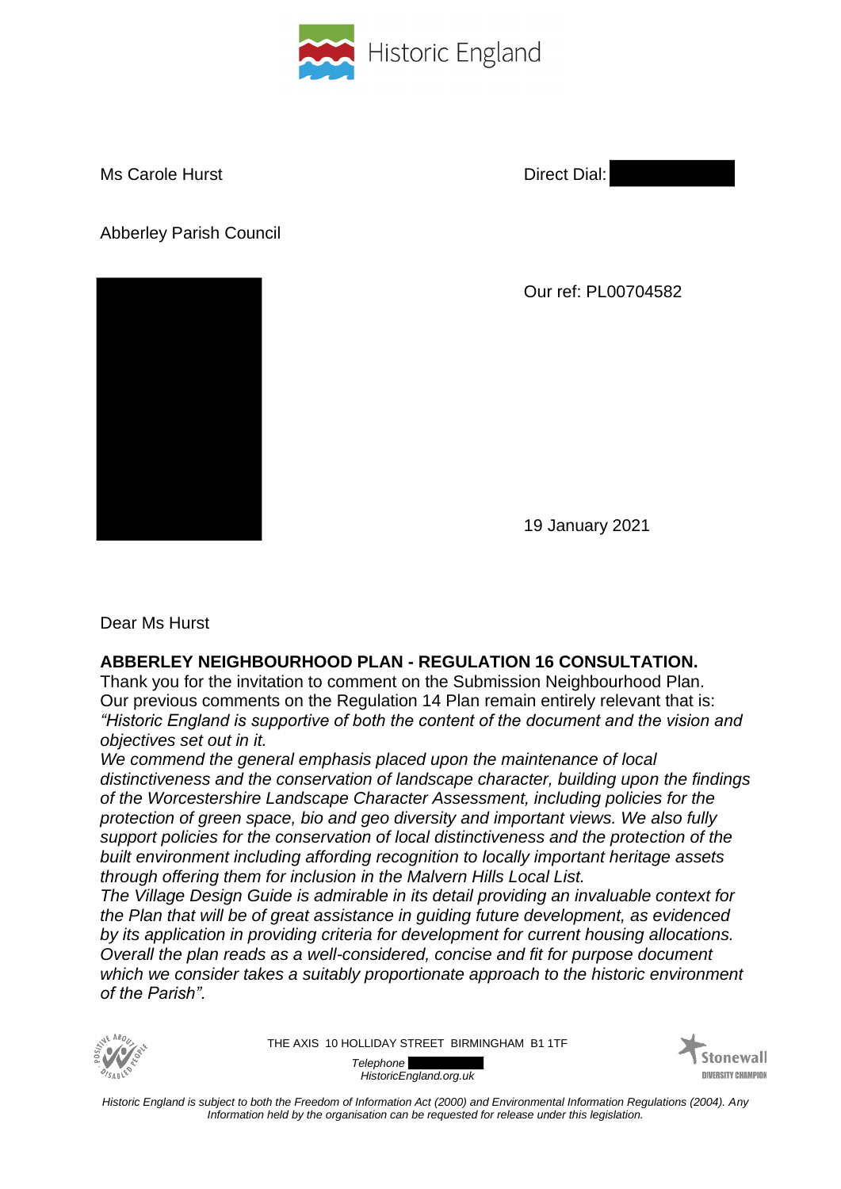Historic England

Ms Carole Hurst

Direct Dial:

Abberley Parish Council

Our ref: PL00704582

19 January 2021

Dear Ms Hurst

**ABBERLEY NEIGHBOURHOOD PLAN - REGULATION 16 CONSULTATION.**

Thank you for the invitation to comment on the Submission Neighbourhood Plan.
Our previous comments on the Regulation 14 Plan remain entirely relevant that is:
*"Historic England is supportive of both the content of the document and the vision and objectives set out in it.*
*We commend the general emphasis placed upon the maintenance of local distinctiveness and the conservation of landscape character, building upon the findings of the Worcestershire Landscape Character Assessment, including policies for the protection of green space, bio and geo diversity and important views. We also fully support policies for the conservation of local distinctiveness and the protection of the built environment including affording recognition to locally important heritage assets through offering them for inclusion in the Malvern Hills Local List.*
*The Village Design Guide is admirable in its detail providing an invaluable context for the Plan that will be of great assistance in guiding future development, as evidenced by its application in providing criteria for development for current housing allocations.*
*Overall the plan reads as a well-considered, concise and fit for purpose document which we consider takes a suitably proportionate approach to the historic environment of the Parish".*

THE AXIS 10 HOLLIDAY STREET BIRMINGHAM B1 1TF

*Telephone*
*HistoricEngland.org.uk*

*Historic England is subject to both the Freedom of Information Act (2000) and Environmental Information Regulations (2004). Any Information held by the organisation can be requested for release under this legislation.*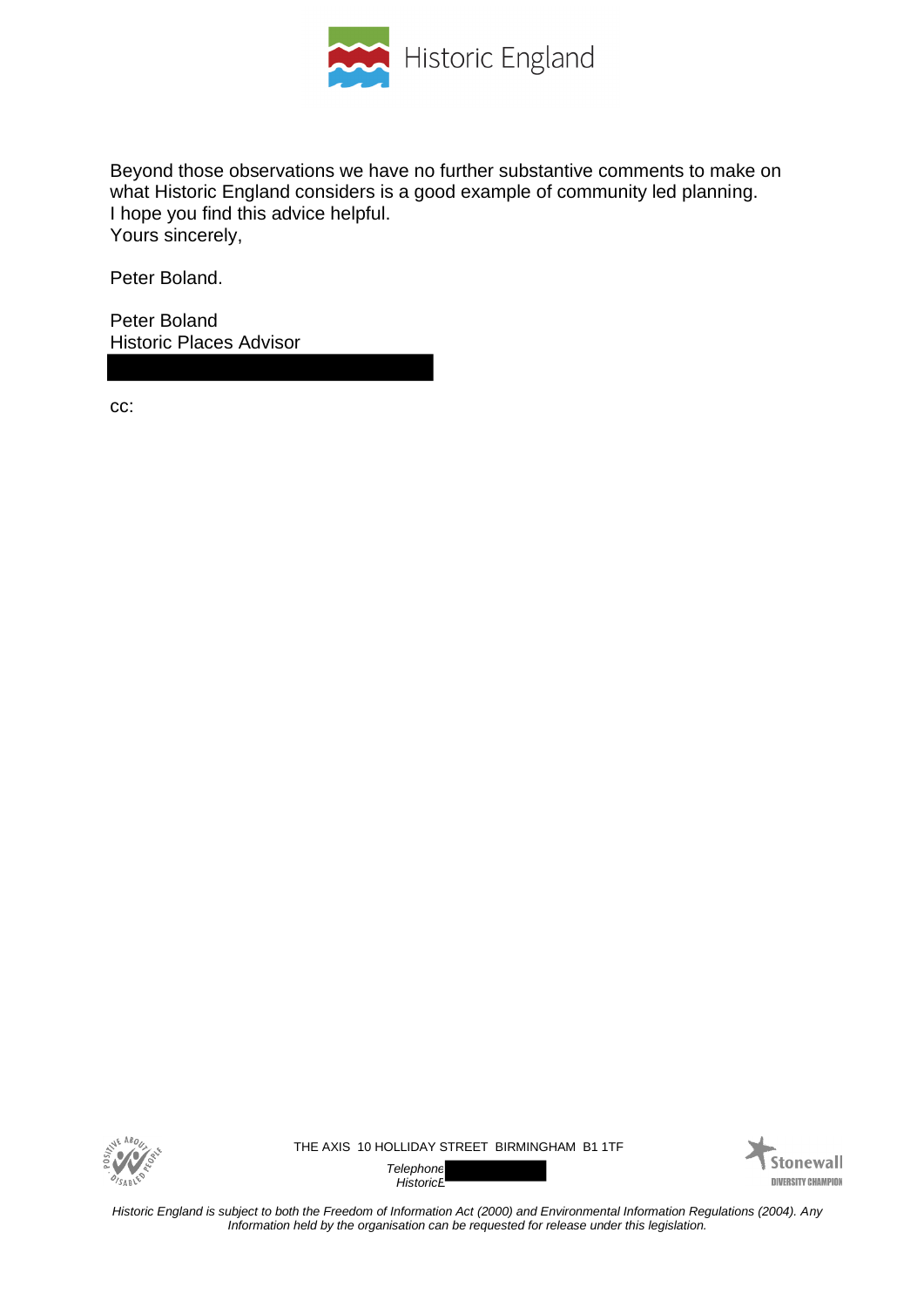Beyond those observations we have no further substantive comments to make on what Historic England considers is a good example of community led planning.
I hope you find this advice helpful.
Yours sincerely,

Peter Boland.

Peter Boland
Historic Places Advisor

cc:

THE AXIS 10 HOLLIDAY STREET BIRMINGHAM B1 1TF

*Telephone*
*HistoricE*

*Historic England is subject to both the Freedom of Information Act (2000) and Environmental Information Regulations (2004). Any Information held by the organisation can be requested for release under this legislation.*